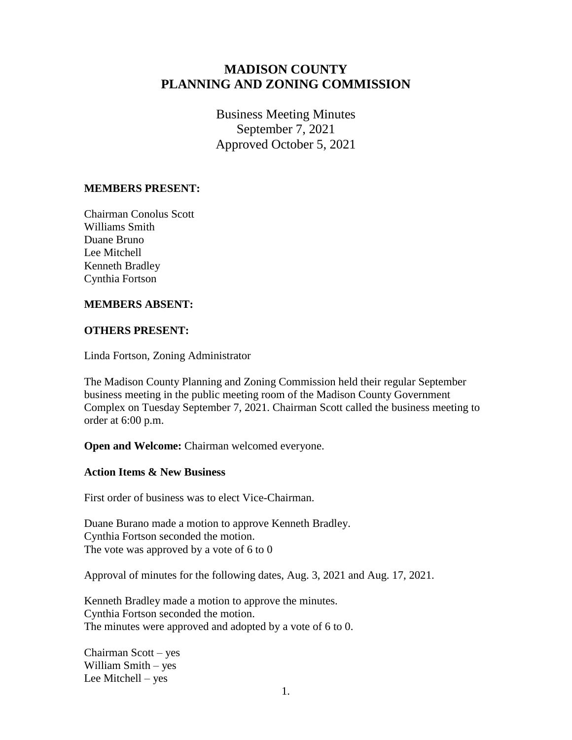# MADISON COUNTY
# PLANNING AND ZONING COMMISSION

Business Meeting Minutes
September 7, 2021
Approved October 5, 2021

**MEMBERS PRESENT:**

Chairman Conolus Scott
Williams Smith
Duane Bruno
Lee Mitchell
Kenneth Bradley
Cynthia Fortson

**MEMBERS ABSENT:**

**OTHERS PRESENT:**

Linda Fortson, Zoning Administrator

The Madison County Planning and Zoning Commission held their regular September business meeting in the public meeting room of the Madison County Government Complex on Tuesday September 7, 2021. Chairman Scott called the business meeting to order at 6:00 p.m.

**Open and Welcome:** Chairman welcomed everyone.

**Action Items & New Business**

First order of business was to elect Vice-Chairman.

Duane Burano made a motion to approve Kenneth Bradley.
Cynthia Fortson seconded the motion.
The vote was approved by a vote of 6 to 0

Approval of minutes for the following dates, Aug. 3, 2021 and Aug. 17, 2021.

Kenneth Bradley made a motion to approve the minutes.
Cynthia Fortson seconded the motion.
The minutes were approved and adopted by a vote of 6 to 0.

Chairman Scott – yes
William Smith – yes
Lee Mitchell – yes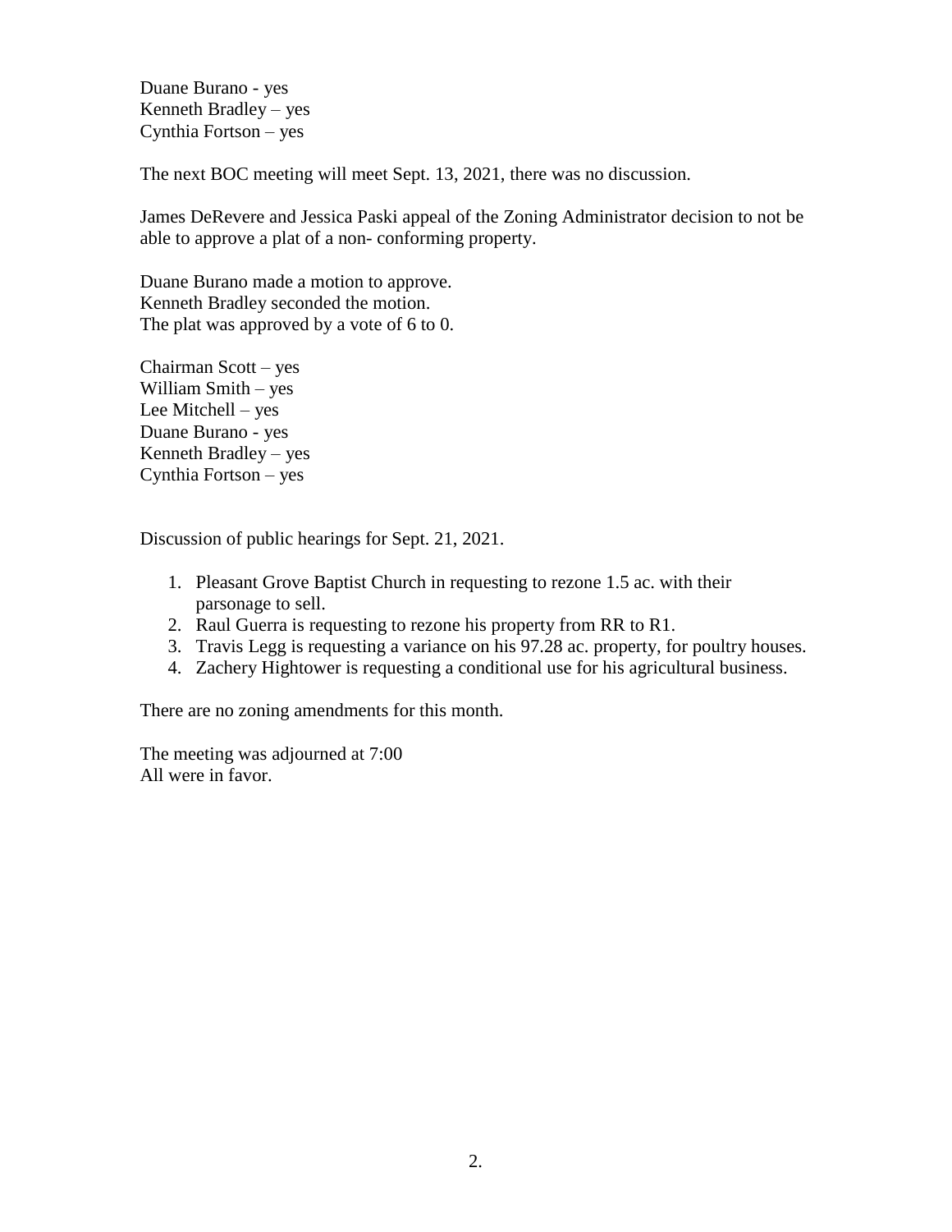Duane Burano - yes
Kenneth Bradley – yes
Cynthia Fortson – yes

The next BOC meeting will meet Sept. 13, 2021, there was no discussion.

James DeRevere and Jessica Paski appeal of the Zoning Administrator decision to not be able to approve a plat of a non- conforming property.

Duane Burano made a motion to approve.
Kenneth Bradley seconded the motion.
The plat was approved by a vote of 6 to 0.

Chairman Scott – yes
William Smith – yes
Lee Mitchell – yes
Duane Burano - yes
Kenneth Bradley – yes
Cynthia Fortson – yes

Discussion of public hearings for Sept. 21, 2021.

1. Pleasant Grove Baptist Church in requesting to rezone 1.5 ac. with their parsonage to sell.
2. Raul Guerra is requesting to rezone his property from RR to R1.
3. Travis Legg is requesting a variance on his 97.28 ac. property, for poultry houses.
4. Zachery Hightower is requesting a conditional use for his agricultural business.

There are no zoning amendments for this month.

The meeting was adjourned at 7:00
All were in favor.